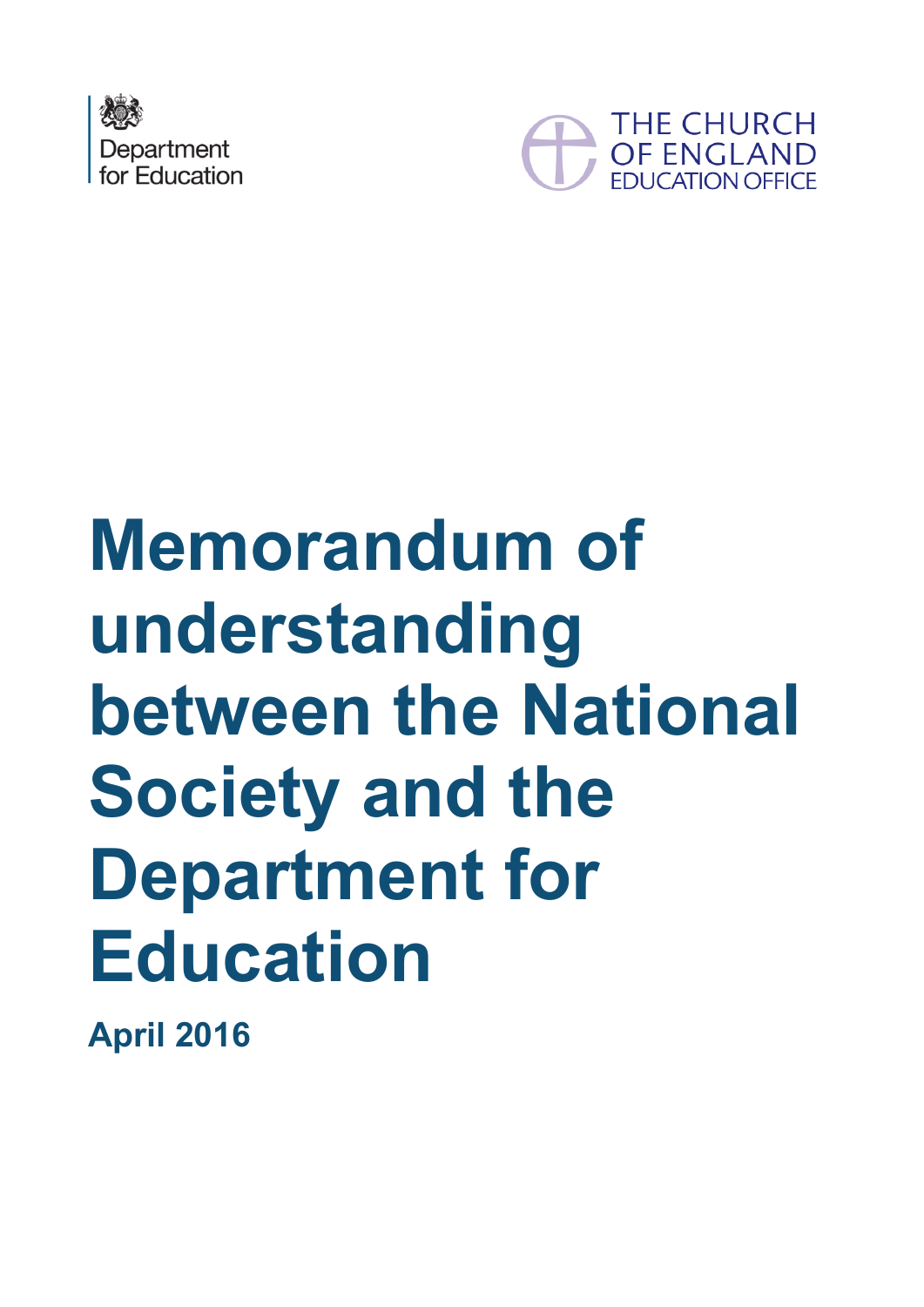Department for Education

THE CHURCH OF ENGLAND EDUCATION OFFICE

# Memorandum of understanding between the National Society and the Department for Education

**April 2016**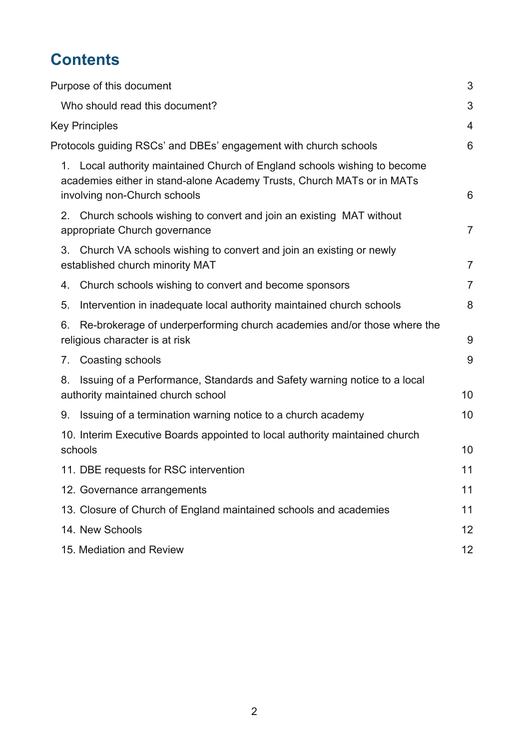# Contents

Purpose of this document 3

Who should read this document? 3

Key Principles 4

Protocols guiding RSCs' and DBEs' engagement with church schools 6

1. Local authority maintained Church of England schools wishing to become academies either in stand-alone Academy Trusts, Church MATs or in MATs involving non-Church schools 6

2. Church schools wishing to convert and join an existing MAT without appropriate Church governance 7

3. Church VA schools wishing to convert and join an existing or newly established church minority MAT 7

4. Church schools wishing to convert and become sponsors 7

5. Intervention in inadequate local authority maintained church schools 8

6. Re-brokerage of underperforming church academies and/or those where the religious character is at risk 9

7. Coasting schools 9

8. Issuing of a Performance, Standards and Safety warning notice to a local authority maintained church school 10

9. Issuing of a termination warning notice to a church academy 10

10. Interim Executive Boards appointed to local authority maintained church schools 10

11. DBE requests for RSC intervention 11

12. Governance arrangements 11

13. Closure of Church of England maintained schools and academies 11

14. New Schools 12

15. Mediation and Review 12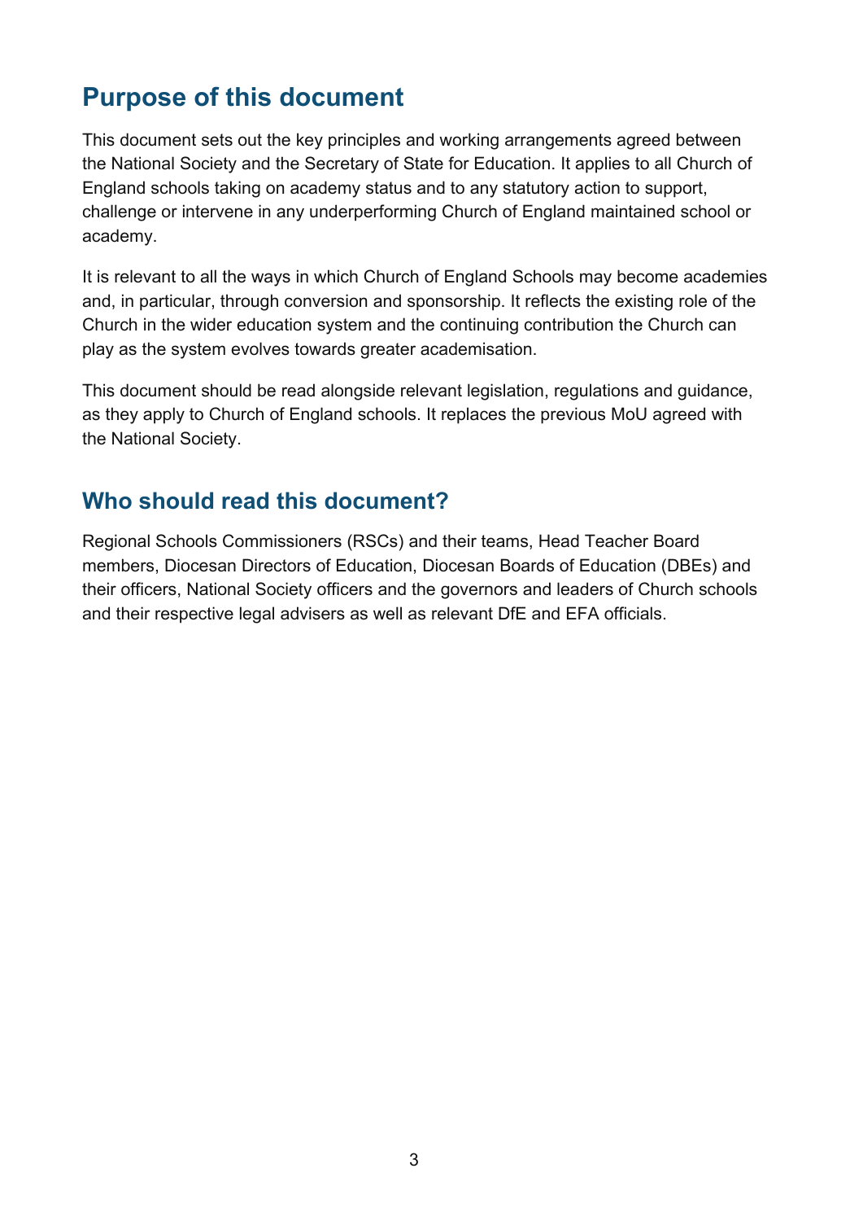## Purpose of this document

This document sets out the key principles and working arrangements agreed between the National Society and the Secretary of State for Education. It applies to all Church of England schools taking on academy status and to any statutory action to support, challenge or intervene in any underperforming Church of England maintained school or academy.

It is relevant to all the ways in which Church of England Schools may become academies and, in particular, through conversion and sponsorship. It reflects the existing role of the Church in the wider education system and the continuing contribution the Church can play as the system evolves towards greater academisation.

This document should be read alongside relevant legislation, regulations and guidance, as they apply to Church of England schools. It replaces the previous MoU agreed with the National Society.

## Who should read this document?

Regional Schools Commissioners (RSCs) and their teams, Head Teacher Board members, Diocesan Directors of Education, Diocesan Boards of Education (DBEs) and their officers, National Society officers and the governors and leaders of Church schools and their respective legal advisers as well as relevant DfE and EFA officials.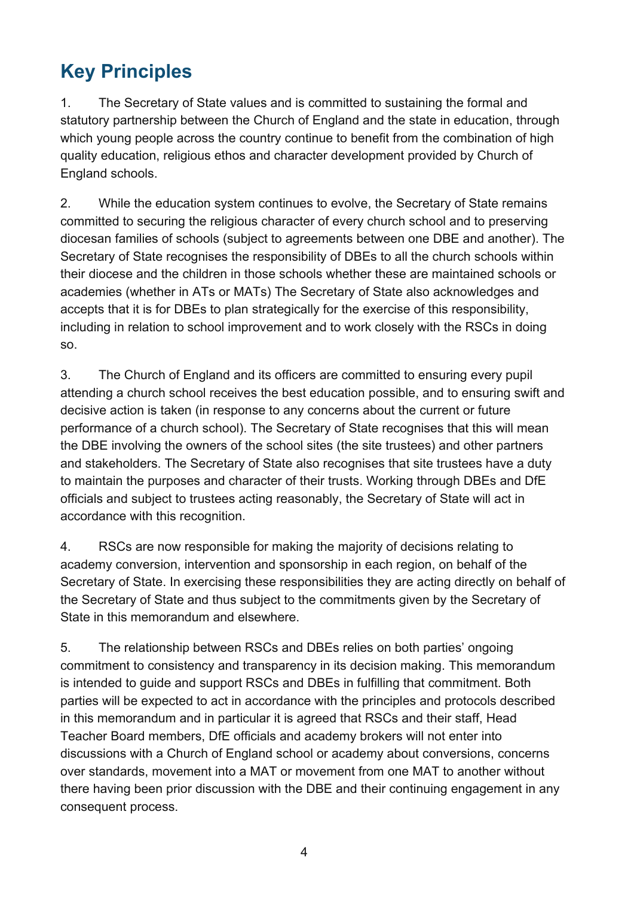## Key Principles

1. The Secretary of State values and is committed to sustaining the formal and statutory partnership between the Church of England and the state in education, through which young people across the country continue to benefit from the combination of high quality education, religious ethos and character development provided by Church of England schools.

2. While the education system continues to evolve, the Secretary of State remains committed to securing the religious character of every church school and to preserving diocesan families of schools (subject to agreements between one DBE and another). The Secretary of State recognises the responsibility of DBEs to all the church schools within their diocese and the children in those schools whether these are maintained schools or academies (whether in ATs or MATs) The Secretary of State also acknowledges and accepts that it is for DBEs to plan strategically for the exercise of this responsibility, including in relation to school improvement and to work closely with the RSCs in doing so.

3. The Church of England and its officers are committed to ensuring every pupil attending a church school receives the best education possible, and to ensuring swift and decisive action is taken (in response to any concerns about the current or future performance of a church school). The Secretary of State recognises that this will mean the DBE involving the owners of the school sites (the site trustees) and other partners and stakeholders. The Secretary of State also recognises that site trustees have a duty to maintain the purposes and character of their trusts. Working through DBEs and DfE officials and subject to trustees acting reasonably, the Secretary of State will act in accordance with this recognition.

4. RSCs are now responsible for making the majority of decisions relating to academy conversion, intervention and sponsorship in each region, on behalf of the Secretary of State. In exercising these responsibilities they are acting directly on behalf of the Secretary of State and thus subject to the commitments given by the Secretary of State in this memorandum and elsewhere.

5. The relationship between RSCs and DBEs relies on both parties' ongoing commitment to consistency and transparency in its decision making. This memorandum is intended to guide and support RSCs and DBEs in fulfilling that commitment. Both parties will be expected to act in accordance with the principles and protocols described in this memorandum and in particular it is agreed that RSCs and their staff, Head Teacher Board members, DfE officials and academy brokers will not enter into discussions with a Church of England school or academy about conversions, concerns over standards, movement into a MAT or movement from one MAT to another without there having been prior discussion with the DBE and their continuing engagement in any consequent process.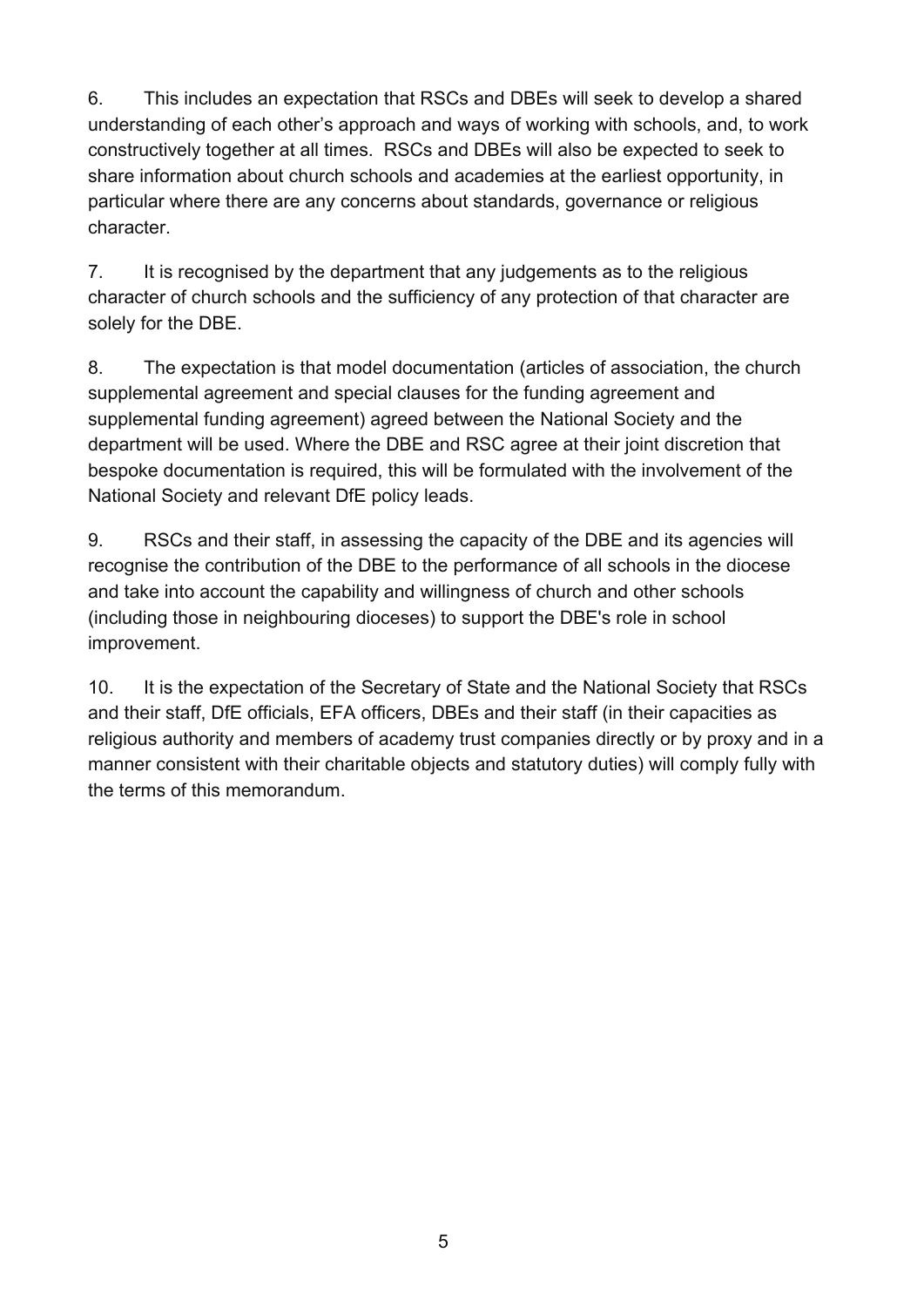6. This includes an expectation that RSCs and DBEs will seek to develop a shared understanding of each other's approach and ways of working with schools, and, to work constructively together at all times. RSCs and DBEs will also be expected to seek to share information about church schools and academies at the earliest opportunity, in particular where there are any concerns about standards, governance or religious character.

7. It is recognised by the department that any judgements as to the religious character of church schools and the sufficiency of any protection of that character are solely for the DBE.

8. The expectation is that model documentation (articles of association, the church supplemental agreement and special clauses for the funding agreement and supplemental funding agreement) agreed between the National Society and the department will be used. Where the DBE and RSC agree at their joint discretion that bespoke documentation is required, this will be formulated with the involvement of the National Society and relevant DfE policy leads.

9. RSCs and their staff, in assessing the capacity of the DBE and its agencies will recognise the contribution of the DBE to the performance of all schools in the diocese and take into account the capability and willingness of church and other schools (including those in neighbouring dioceses) to support the DBE's role in school improvement.

10. It is the expectation of the Secretary of State and the National Society that RSCs and their staff, DfE officials, EFA officers, DBEs and their staff (in their capacities as religious authority and members of academy trust companies directly or by proxy and in a manner consistent with their charitable objects and statutory duties) will comply fully with the terms of this memorandum.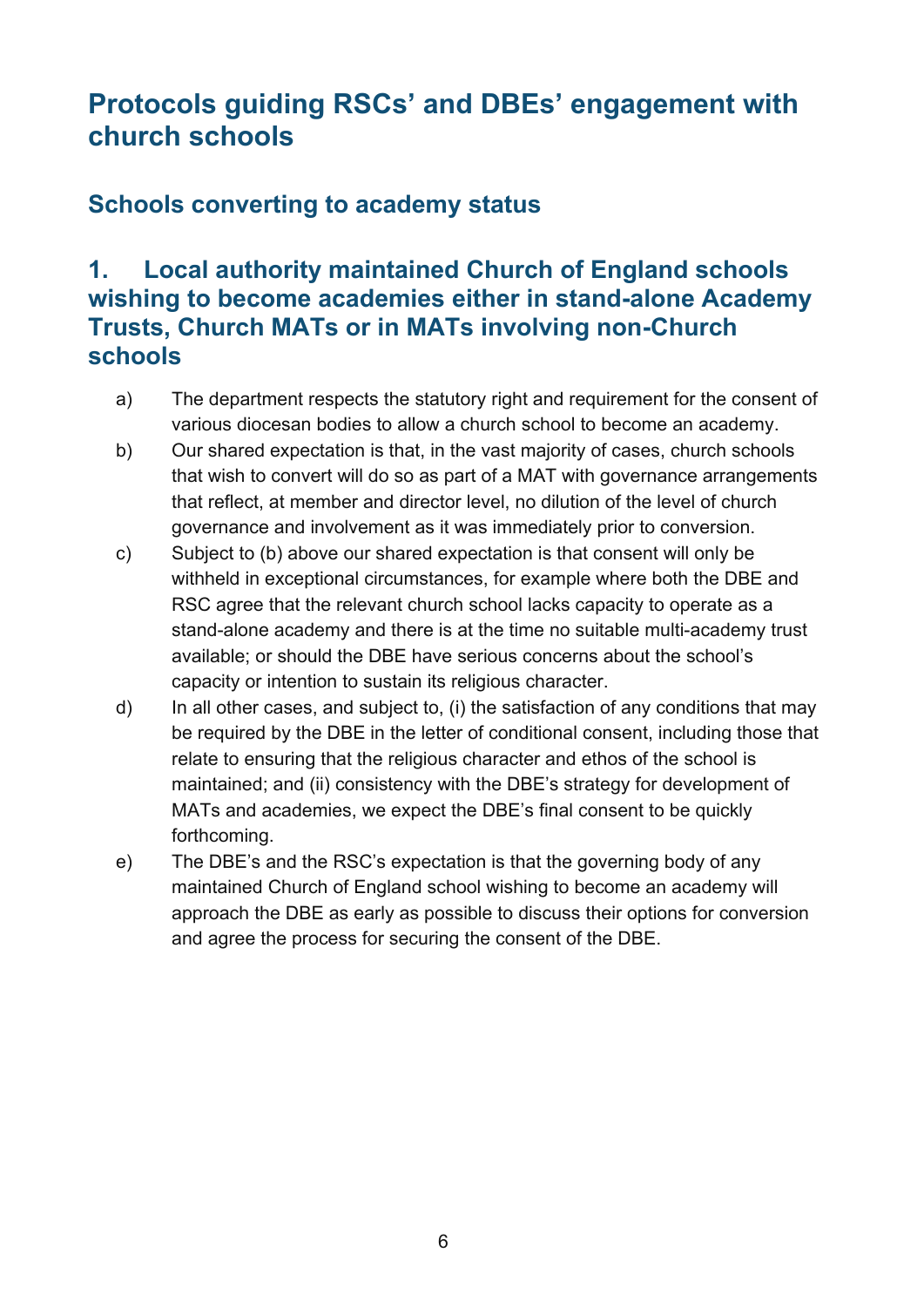# Protocols guiding RSCs' and DBEs' engagement with church schools

## Schools converting to academy status

## 1. Local authority maintained Church of England schools wishing to become academies either in stand-alone Academy Trusts, Church MATs or in MATs involving non-Church schools

a) The department respects the statutory right and requirement for the consent of various diocesan bodies to allow a church school to become an academy.

b) Our shared expectation is that, in the vast majority of cases, church schools that wish to convert will do so as part of a MAT with governance arrangements that reflect, at member and director level, no dilution of the level of church governance and involvement as it was immediately prior to conversion.

c) Subject to (b) above our shared expectation is that consent will only be withheld in exceptional circumstances, for example where both the DBE and RSC agree that the relevant church school lacks capacity to operate as a stand-alone academy and there is at the time no suitable multi-academy trust available; or should the DBE have serious concerns about the school's capacity or intention to sustain its religious character.

d) In all other cases, and subject to, (i) the satisfaction of any conditions that may be required by the DBE in the letter of conditional consent, including those that relate to ensuring that the religious character and ethos of the school is maintained; and (ii) consistency with the DBE's strategy for development of MATs and academies, we expect the DBE's final consent to be quickly forthcoming.

e) The DBE's and the RSC's expectation is that the governing body of any maintained Church of England school wishing to become an academy will approach the DBE as early as possible to discuss their options for conversion and agree the process for securing the consent of the DBE.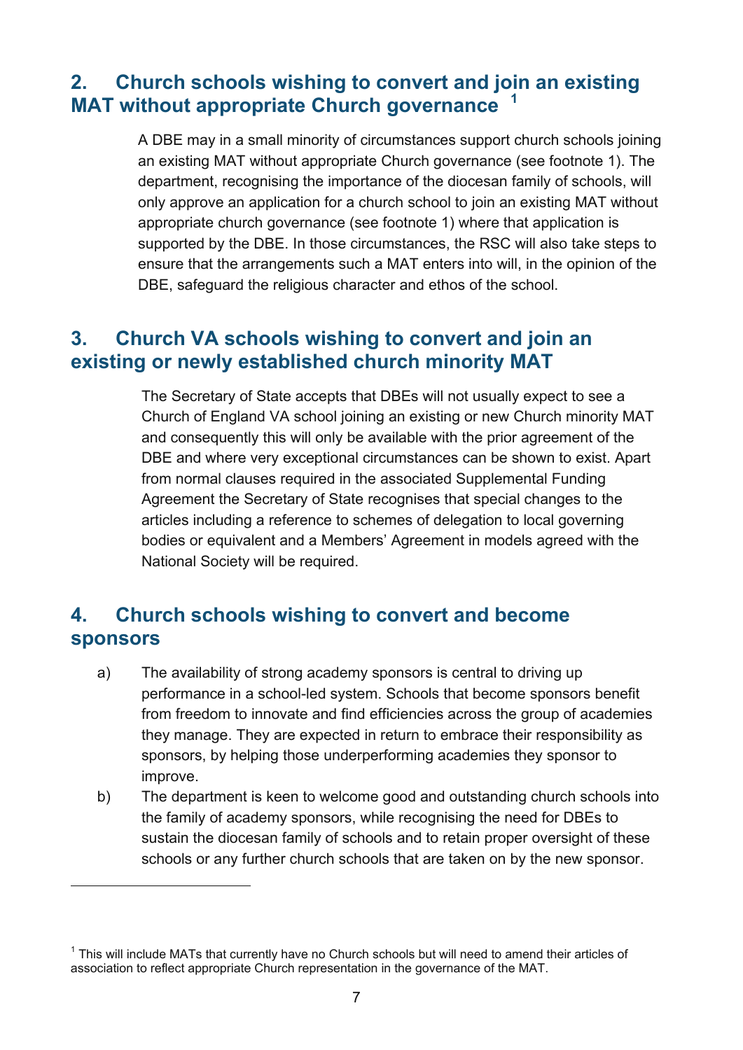## 2. Church schools wishing to convert and join an existing MAT without appropriate Church governance [1]

A DBE may in a small minority of circumstances support church schools joining an existing MAT without appropriate Church governance (see footnote 1). The department, recognising the importance of the diocesan family of schools, will only approve an application for a church school to join an existing MAT without appropriate church governance (see footnote 1) where that application is supported by the DBE. In those circumstances, the RSC will also take steps to ensure that the arrangements such a MAT enters into will, in the opinion of the DBE, safeguard the religious character and ethos of the school.

## 3. Church VA schools wishing to convert and join an existing or newly established church minority MAT

The Secretary of State accepts that DBEs will not usually expect to see a Church of England VA school joining an existing or new Church minority MAT and consequently this will only be available with the prior agreement of the DBE and where very exceptional circumstances can be shown to exist. Apart from normal clauses required in the associated Supplemental Funding Agreement the Secretary of State recognises that special changes to the articles including a reference to schemes of delegation to local governing bodies or equivalent and a Members' Agreement in models agreed with the National Society will be required.

## 4. Church schools wishing to convert and become sponsors

a) The availability of strong academy sponsors is central to driving up performance in a school-led system. Schools that become sponsors benefit from freedom to innovate and find efficiencies across the group of academies they manage. They are expected in return to embrace their responsibility as sponsors, by helping those underperforming academies they sponsor to improve.

b) The department is keen to welcome good and outstanding church schools into the family of academy sponsors, while recognising the need for DBEs to sustain the diocesan family of schools and to retain proper oversight of these schools or any further church schools that are taken on by the new sponsor.

---

[1] This will include MATs that currently have no Church schools but will need to amend their articles of association to reflect appropriate Church representation in the governance of the MAT.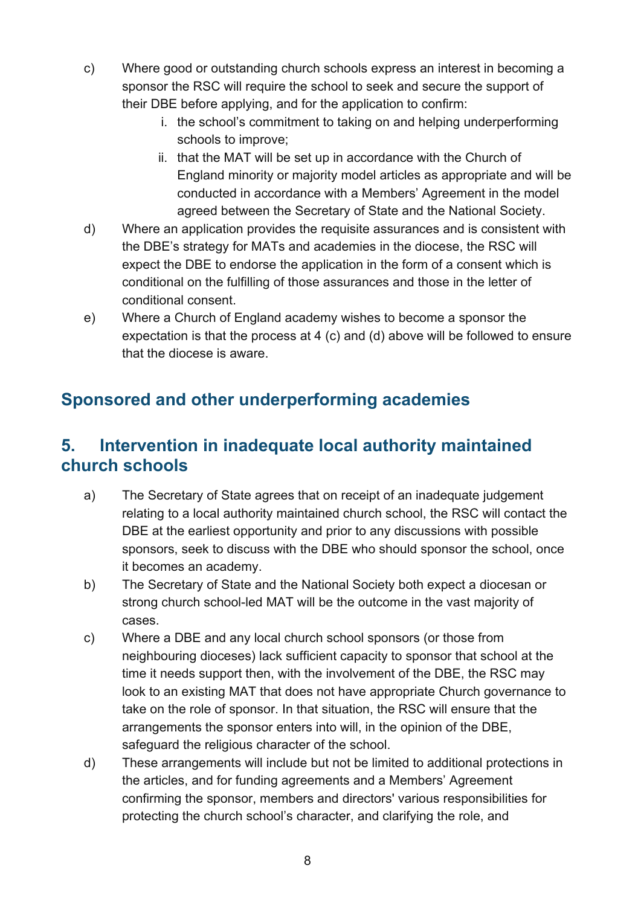c) Where good or outstanding church schools express an interest in becoming a sponsor the RSC will require the school to seek and secure the support of their DBE before applying, and for the application to confirm:

   i. the school's commitment to taking on and helping underperforming schools to improve;

   ii. that the MAT will be set up in accordance with the Church of England minority or majority model articles as appropriate and will be conducted in accordance with a Members' Agreement in the model agreed between the Secretary of State and the National Society.

d) Where an application provides the requisite assurances and is consistent with the DBE's strategy for MATs and academies in the diocese, the RSC will expect the DBE to endorse the application in the form of a consent which is conditional on the fulfilling of those assurances and those in the letter of conditional consent.

e) Where a Church of England academy wishes to become a sponsor the expectation is that the process at 4 (c) and (d) above will be followed to ensure that the diocese is aware.

## Sponsored and other underperforming academies

## 5. Intervention in inadequate local authority maintained church schools

a) The Secretary of State agrees that on receipt of an inadequate judgement relating to a local authority maintained church school, the RSC will contact the DBE at the earliest opportunity and prior to any discussions with possible sponsors, seek to discuss with the DBE who should sponsor the school, once it becomes an academy.

b) The Secretary of State and the National Society both expect a diocesan or strong church school-led MAT will be the outcome in the vast majority of cases.

c) Where a DBE and any local church school sponsors (or those from neighbouring dioceses) lack sufficient capacity to sponsor that school at the time it needs support then, with the involvement of the DBE, the RSC may look to an existing MAT that does not have appropriate Church governance to take on the role of sponsor. In that situation, the RSC will ensure that the arrangements the sponsor enters into will, in the opinion of the DBE, safeguard the religious character of the school.

d) These arrangements will include but not be limited to additional protections in the articles, and for funding agreements and a Members' Agreement confirming the sponsor, members and directors' various responsibilities for protecting the church school's character, and clarifying the role, and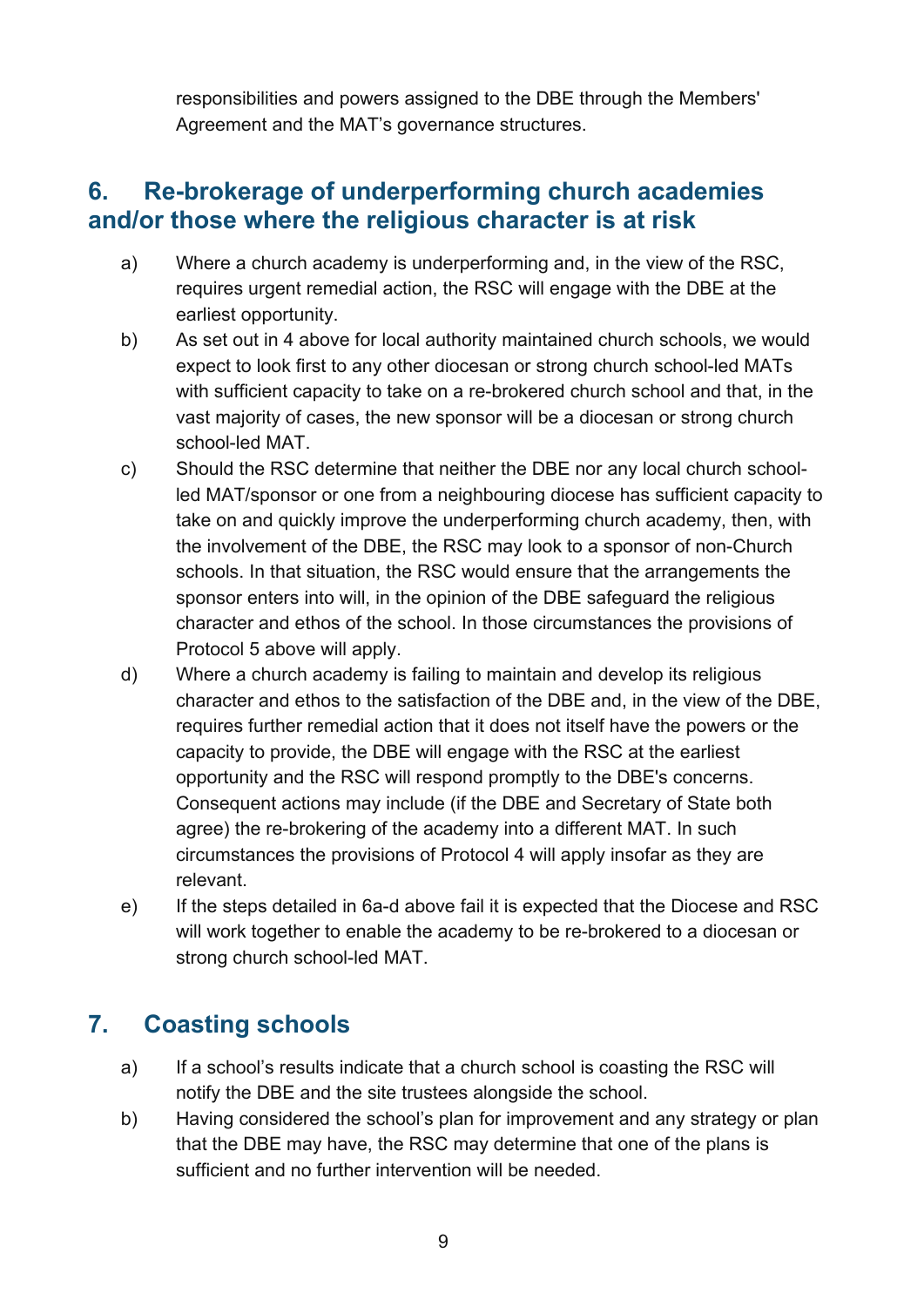responsibilities and powers assigned to the DBE through the Members' Agreement and the MAT's governance structures.

## 6. Re-brokerage of underperforming church academies and/or those where the religious character is at risk

a) Where a church academy is underperforming and, in the view of the RSC, requires urgent remedial action, the RSC will engage with the DBE at the earliest opportunity.

b) As set out in 4 above for local authority maintained church schools, we would expect to look first to any other diocesan or strong church school-led MATs with sufficient capacity to take on a re-brokered church school and that, in the vast majority of cases, the new sponsor will be a diocesan or strong church school-led MAT.

c) Should the RSC determine that neither the DBE nor any local church school-led MAT/sponsor or one from a neighbouring diocese has sufficient capacity to take on and quickly improve the underperforming church academy, then, with the involvement of the DBE, the RSC may look to a sponsor of non-Church schools. In that situation, the RSC would ensure that the arrangements the sponsor enters into will, in the opinion of the DBE safeguard the religious character and ethos of the school. In those circumstances the provisions of Protocol 5 above will apply.

d) Where a church academy is failing to maintain and develop its religious character and ethos to the satisfaction of the DBE and, in the view of the DBE, requires further remedial action that it does not itself have the powers or the capacity to provide, the DBE will engage with the RSC at the earliest opportunity and the RSC will respond promptly to the DBE's concerns. Consequent actions may include (if the DBE and Secretary of State both agree) the re-brokering of the academy into a different MAT. In such circumstances the provisions of Protocol 4 will apply insofar as they are relevant.

e) If the steps detailed in 6a-d above fail it is expected that the Diocese and RSC will work together to enable the academy to be re-brokered to a diocesan or strong church school-led MAT.

## 7. Coasting schools

a) If a school's results indicate that a church school is coasting the RSC will notify the DBE and the site trustees alongside the school.

b) Having considered the school's plan for improvement and any strategy or plan that the DBE may have, the RSC may determine that one of the plans is sufficient and no further intervention will be needed.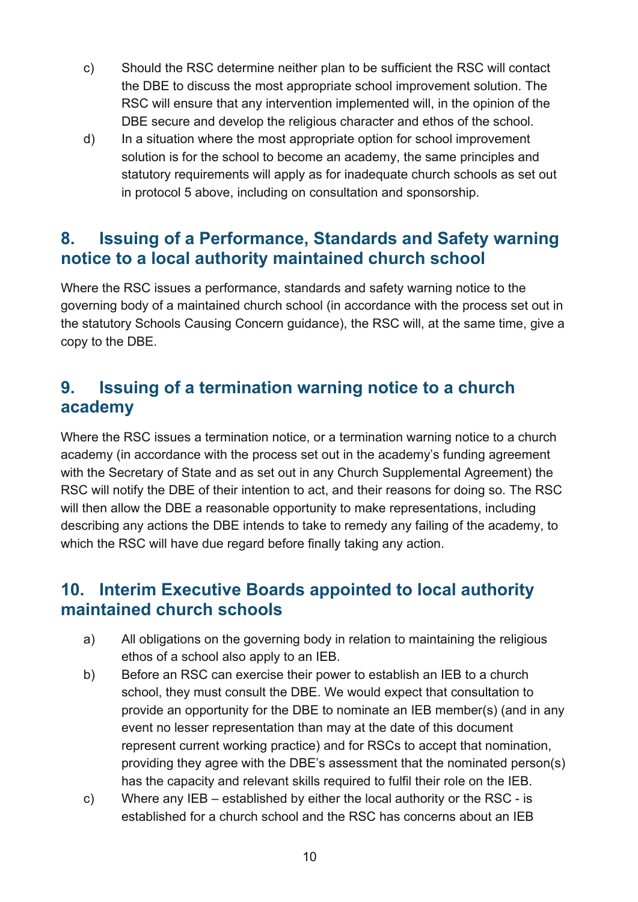c) Should the RSC determine neither plan to be sufficient the RSC will contact the DBE to discuss the most appropriate school improvement solution. The RSC will ensure that any intervention implemented will, in the opinion of the DBE secure and develop the religious character and ethos of the school.

d) In a situation where the most appropriate option for school improvement solution is for the school to become an academy, the same principles and statutory requirements will apply as for inadequate church schools as set out in protocol 5 above, including on consultation and sponsorship.

## 8. Issuing of a Performance, Standards and Safety warning notice to a local authority maintained church school

Where the RSC issues a performance, standards and safety warning notice to the governing body of a maintained church school (in accordance with the process set out in the statutory Schools Causing Concern guidance), the RSC will, at the same time, give a copy to the DBE.

## 9. Issuing of a termination warning notice to a church academy

Where the RSC issues a termination notice, or a termination warning notice to a church academy (in accordance with the process set out in the academy's funding agreement with the Secretary of State and as set out in any Church Supplemental Agreement) the RSC will notify the DBE of their intention to act, and their reasons for doing so. The RSC will then allow the DBE a reasonable opportunity to make representations, including describing any actions the DBE intends to take to remedy any failing of the academy, to which the RSC will have due regard before finally taking any action.

## 10. Interim Executive Boards appointed to local authority maintained church schools

a) All obligations on the governing body in relation to maintaining the religious ethos of a school also apply to an IEB.

b) Before an RSC can exercise their power to establish an IEB to a church school, they must consult the DBE. We would expect that consultation to provide an opportunity for the DBE to nominate an IEB member(s) (and in any event no lesser representation than may at the date of this document represent current working practice) and for RSCs to accept that nomination, providing they agree with the DBE's assessment that the nominated person(s) has the capacity and relevant skills required to fulfil their role on the IEB.

c) Where any IEB – established by either the local authority or the RSC - is established for a church school and the RSC has concerns about an IEB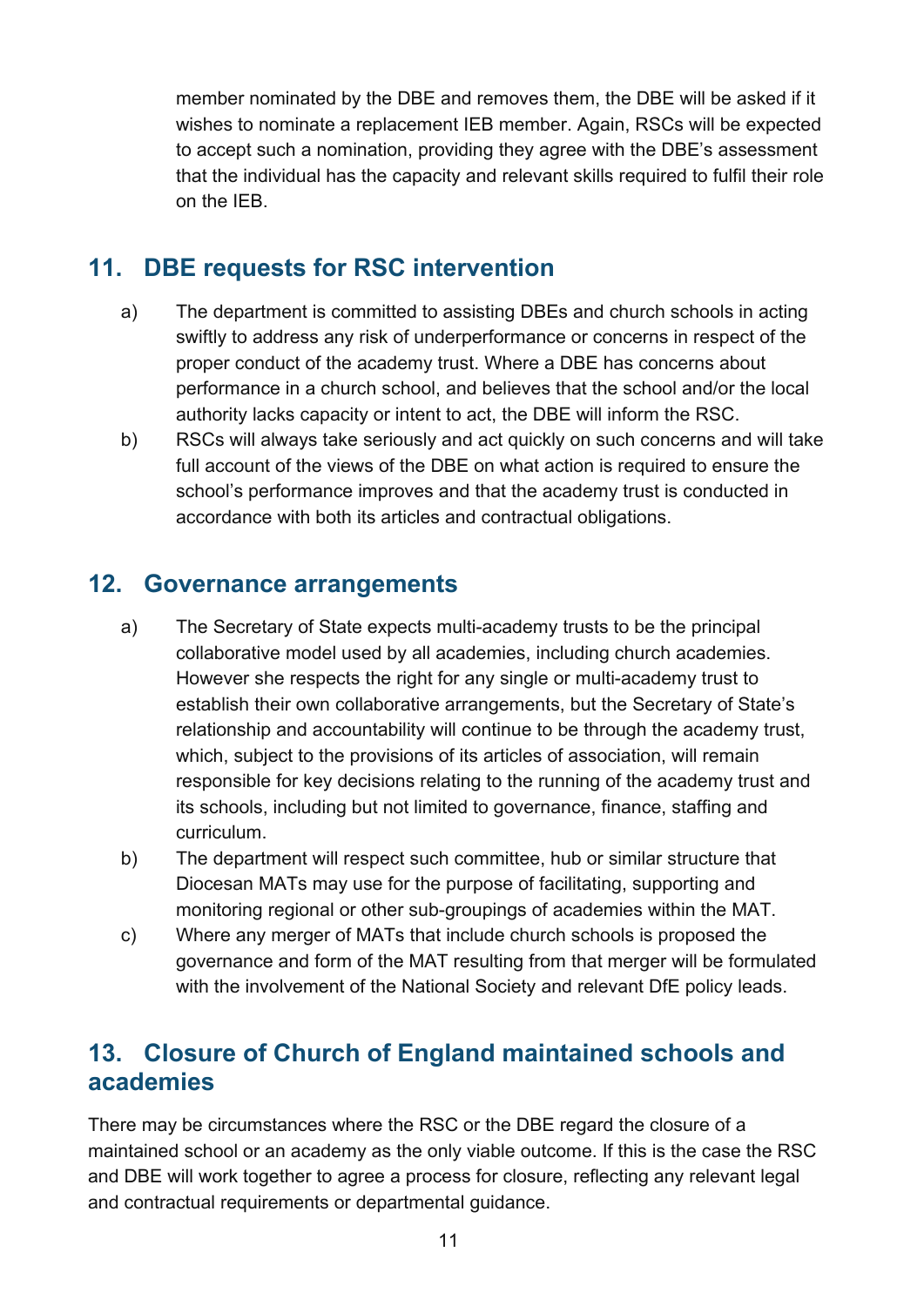member nominated by the DBE and removes them, the DBE will be asked if it wishes to nominate a replacement IEB member. Again, RSCs will be expected to accept such a nomination, providing they agree with the DBE's assessment that the individual has the capacity and relevant skills required to fulfil their role on the IEB.

## 11. DBE requests for RSC intervention

a) The department is committed to assisting DBEs and church schools in acting swiftly to address any risk of underperformance or concerns in respect of the proper conduct of the academy trust. Where a DBE has concerns about performance in a church school, and believes that the school and/or the local authority lacks capacity or intent to act, the DBE will inform the RSC.

b) RSCs will always take seriously and act quickly on such concerns and will take full account of the views of the DBE on what action is required to ensure the school's performance improves and that the academy trust is conducted in accordance with both its articles and contractual obligations.

## 12. Governance arrangements

a) The Secretary of State expects multi-academy trusts to be the principal collaborative model used by all academies, including church academies. However she respects the right for any single or multi-academy trust to establish their own collaborative arrangements, but the Secretary of State's relationship and accountability will continue to be through the academy trust, which, subject to the provisions of its articles of association, will remain responsible for key decisions relating to the running of the academy trust and its schools, including but not limited to governance, finance, staffing and curriculum.

b) The department will respect such committee, hub or similar structure that Diocesan MATs may use for the purpose of facilitating, supporting and monitoring regional or other sub-groupings of academies within the MAT.

c) Where any merger of MATs that include church schools is proposed the governance and form of the MAT resulting from that merger will be formulated with the involvement of the National Society and relevant DfE policy leads.

## 13. Closure of Church of England maintained schools and academies

There may be circumstances where the RSC or the DBE regard the closure of a maintained school or an academy as the only viable outcome. If this is the case the RSC and DBE will work together to agree a process for closure, reflecting any relevant legal and contractual requirements or departmental guidance.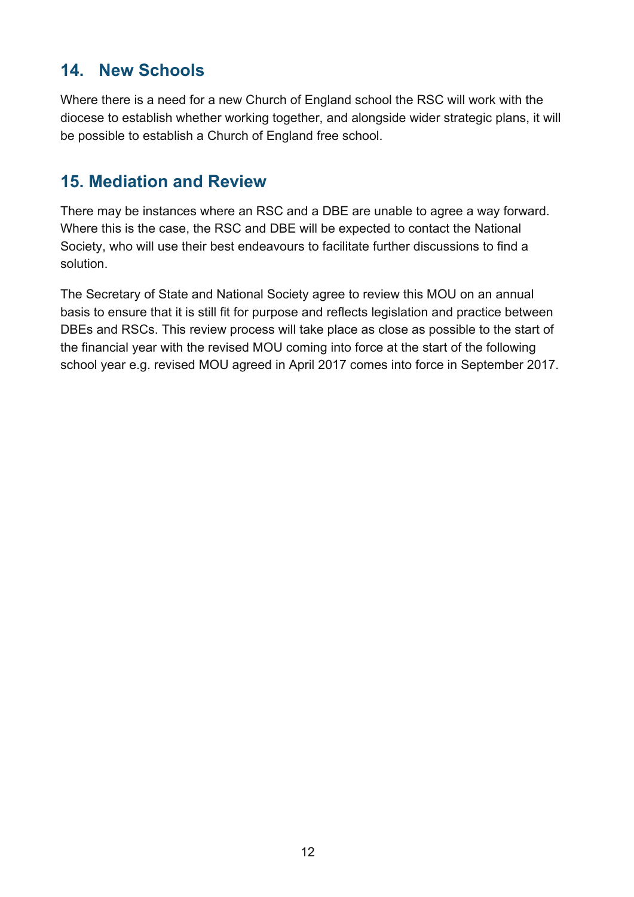## 14. New Schools

Where there is a need for a new Church of England school the RSC will work with the diocese to establish whether working together, and alongside wider strategic plans, it will be possible to establish a Church of England free school.

## 15. Mediation and Review

There may be instances where an RSC and a DBE are unable to agree a way forward. Where this is the case, the RSC and DBE will be expected to contact the National Society, who will use their best endeavours to facilitate further discussions to find a solution.

The Secretary of State and National Society agree to review this MOU on an annual basis to ensure that it is still fit for purpose and reflects legislation and practice between DBEs and RSCs. This review process will take place as close as possible to the start of the financial year with the revised MOU coming into force at the start of the following school year e.g. revised MOU agreed in April 2017 comes into force in September 2017.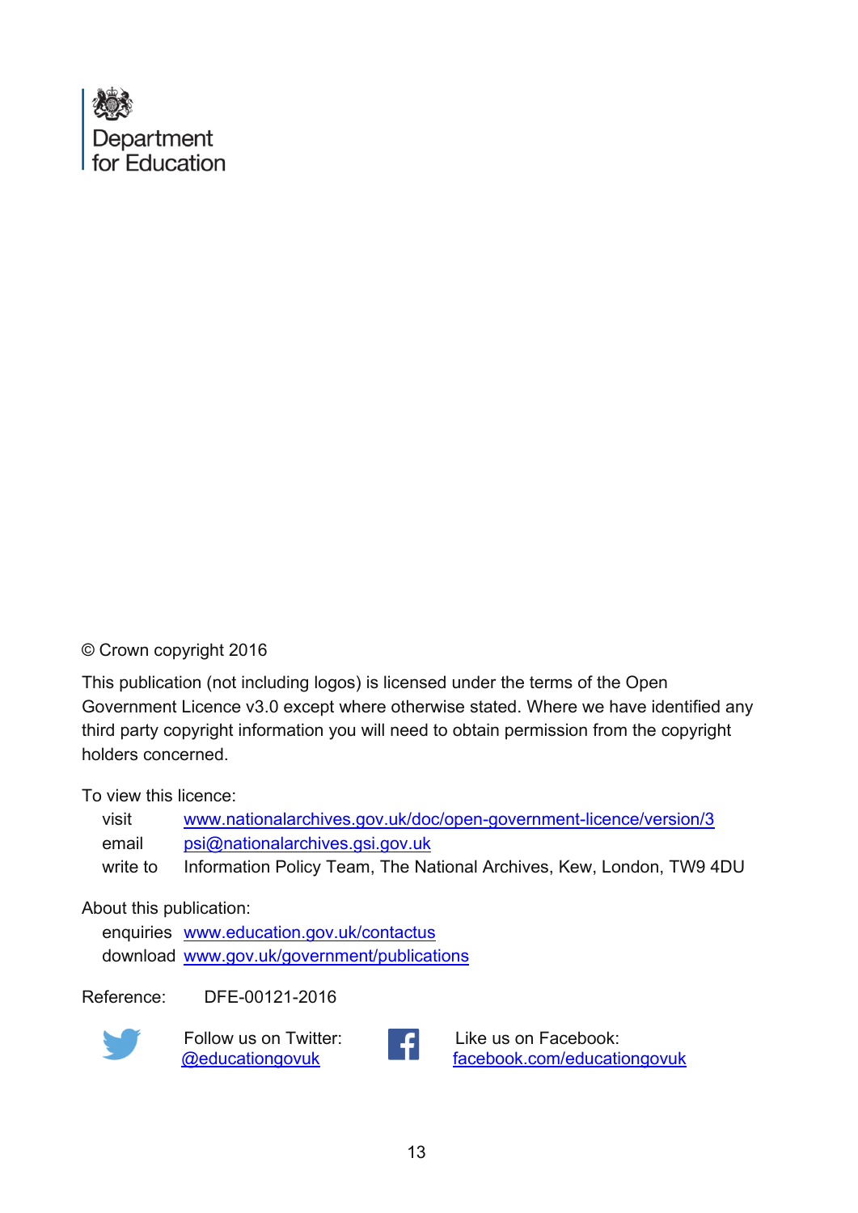Department
for Education

© Crown copyright 2016

This publication (not including logos) is licensed under the terms of the Open Government Licence v3.0 except where otherwise stated. Where we have identified any third party copyright information you will need to obtain permission from the copyright holders concerned.

To view this licence:

visit www.nationalarchives.gov.uk/doc/open-government-licence/version/3
email psi@nationalarchives.gsi.gov.uk
write to Information Policy Team, The National Archives, Kew, London, TW9 4DU

About this publication:

enquiries www.education.gov.uk/contactus
download www.gov.uk/government/publications

Reference: DFE-00121-2016

Follow us on Twitter:
@educationgovuk

Like us on Facebook:
facebook.com/educationgovuk